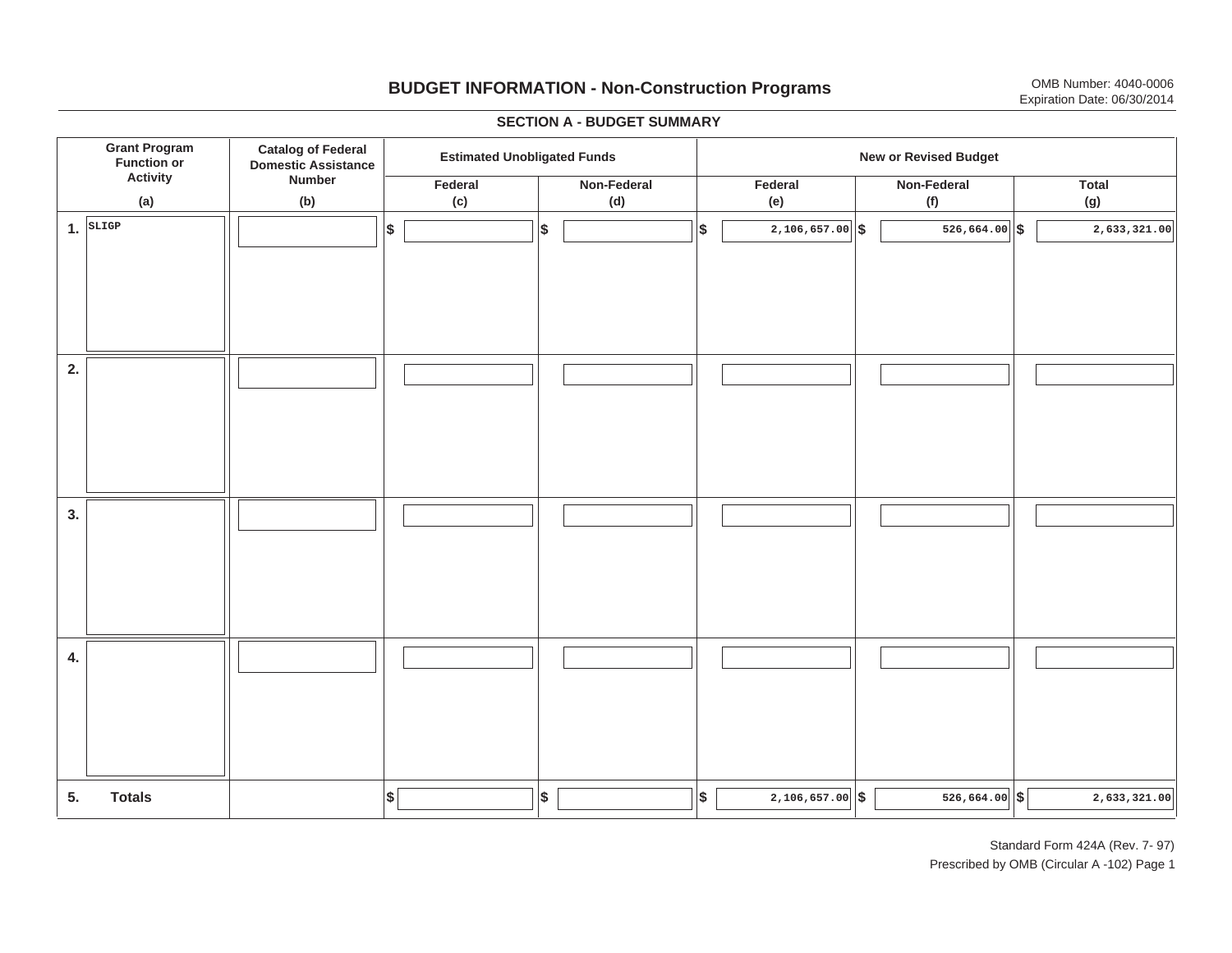# BUDGET INFORMATION - Non-Construction Programs

OMB Number: 4040-0006
Expiration Date: 06/30/2014

## SECTION A - BUDGET SUMMARY

| Grant Program Function or Activity (a) | Catalog of Federal Domestic Assistance Number (b) | Estimated Unobligated Funds | | New or Revised Budget | | |
|---|---|---|---|---|---|---|
| | | Federal (c) | Non-Federal (d) | Federal (e) | Non-Federal (f) | Total (g) |
| 1. SLIGP | | $ | $ | $ 2,106,657.00 | $ 526,664.00 | $ 2,633,321.00 |
| 2. | | | | | | |
| 3. | | | | | | |
| 4. | | | | | | |
| 5. Totals | | $ | $ | $ 2,106,657.00 | $ 526,664.00 | $ 2,633,321.00 |

Standard Form 424A (Rev. 7- 97)
Prescribed by OMB (Circular A -102) Page 1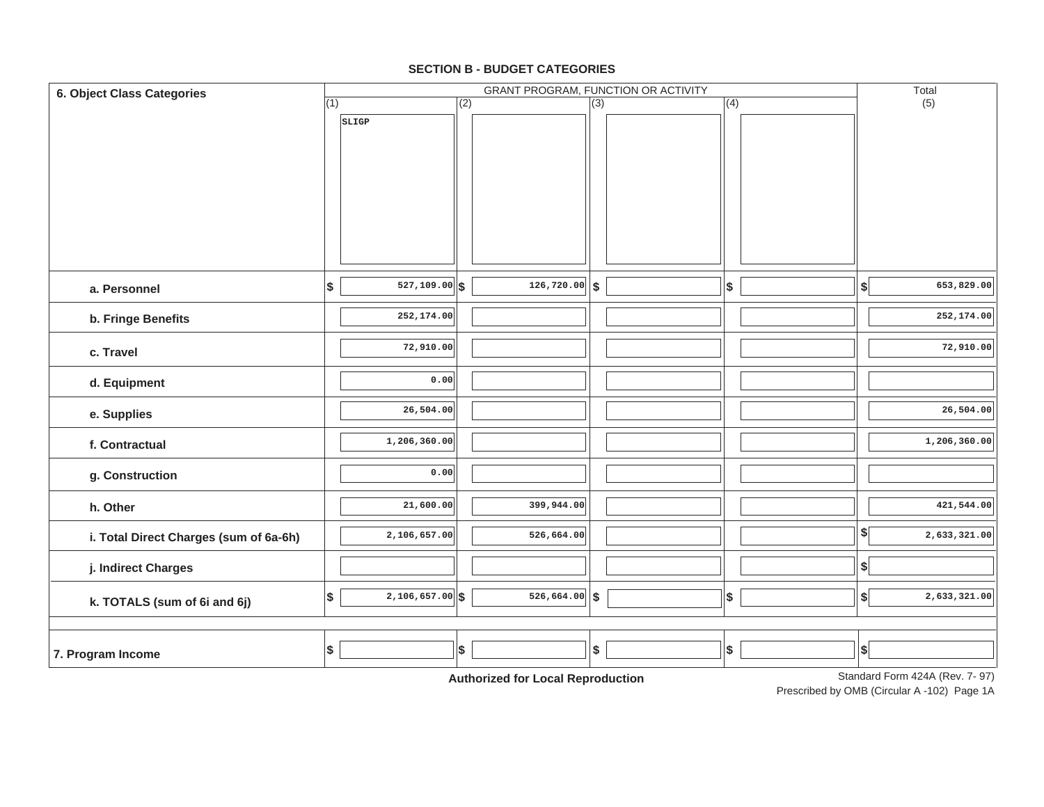## SECTION B - BUDGET CATEGORIES

| 6. Object Class Categories | GRANT PROGRAM, FUNCTION OR ACTIVITY | | | | Total |
|---|---|---|---|---|---|
| | (1) SLIGP | (2) | (3) | (4) | (5) |
| a. Personnel | $ 527,109.00 | $ 126,720.00 | $ | $ | $ 653,829.00 |
| b. Fringe Benefits | 252,174.00 | | | | 252,174.00 |
| c. Travel | 72,910.00 | | | | 72,910.00 |
| d. Equipment | 0.00 | | | | |
| e. Supplies | 26,504.00 | | | | 26,504.00 |
| f. Contractual | 1,206,360.00 | | | | 1,206,360.00 |
| g. Construction | 0.00 | | | | |
| h. Other | 21,600.00 | 399,944.00 | | | 421,544.00 |
| i. Total Direct Charges (sum of 6a-6h) | 2,106,657.00 | 526,664.00 | | | $ 2,633,321.00 |
| j. Indirect Charges | | | | | $ |
| k. TOTALS (sum of 6i and 6j) | $ 2,106,657.00 | $ 526,664.00 | $ | $ | $ 2,633,321.00 |
| 7. Program Income | $ | $ | $ | $ | $ |

**Authorized for Local Reproduction**

Standard Form 424A (Rev. 7- 97)
Prescribed by OMB (Circular A -102) Page 1A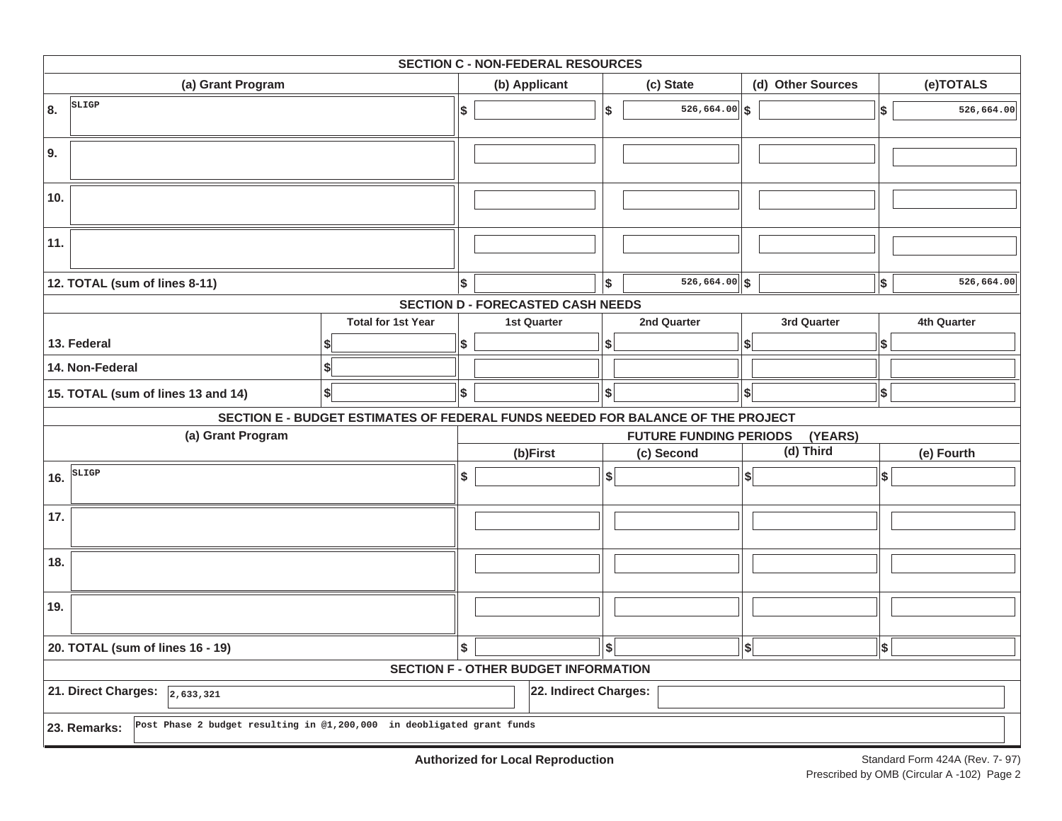## SECTION C - NON-FEDERAL RESOURCES

| (a) Grant Program | (b) Applicant | (c) State | (d) Other Sources | (e)TOTALS |
|---|---|---|---|---|
| 8. SLIGP | $ | $ 526,664.00 | $ | $ 526,664.00 |
| 9. | | | | |
| 10. | | | | |
| 11. | | | | |
| 12. TOTAL (sum of lines 8-11) | $ | $ 526,664.00 | $ | $ 526,664.00 |

## SECTION D - FORECASTED CASH NEEDS

| | Total for 1st Year | 1st Quarter | 2nd Quarter | 3rd Quarter | 4th Quarter |
|---|---|---|---|---|---|
| 13. Federal | $ | $ | $ | $ | $ |
| 14. Non-Federal | $ | | | | |
| 15. TOTAL (sum of lines 13 and 14) | $ | $ | $ | $ | $ |

## SECTION E - BUDGET ESTIMATES OF FEDERAL FUNDS NEEDED FOR BALANCE OF THE PROJECT

| (a) Grant Program | FUTURE FUNDING PERIODS (YEARS) | | | |
|---|---|---|---|---|
| | (b)First | (c) Second | (d) Third | (e) Fourth |
| 16. SLIGP | $ | $ | $ | $ |
| 17. | | | | |
| 18. | | | | |
| 19. | | | | |
| 20. TOTAL (sum of lines 16 - 19) | $ | $ | $ | $ |

## SECTION F - OTHER BUDGET INFORMATION

**21. Direct Charges:** 2,633,321

**22. Indirect Charges:**

**23. Remarks:** Post Phase 2 budget resulting in @1,200,000 in deobligated grant funds

**Authorized for Local Reproduction**

Standard Form 424A (Rev. 7- 97)
Prescribed by OMB (Circular A -102) Page 2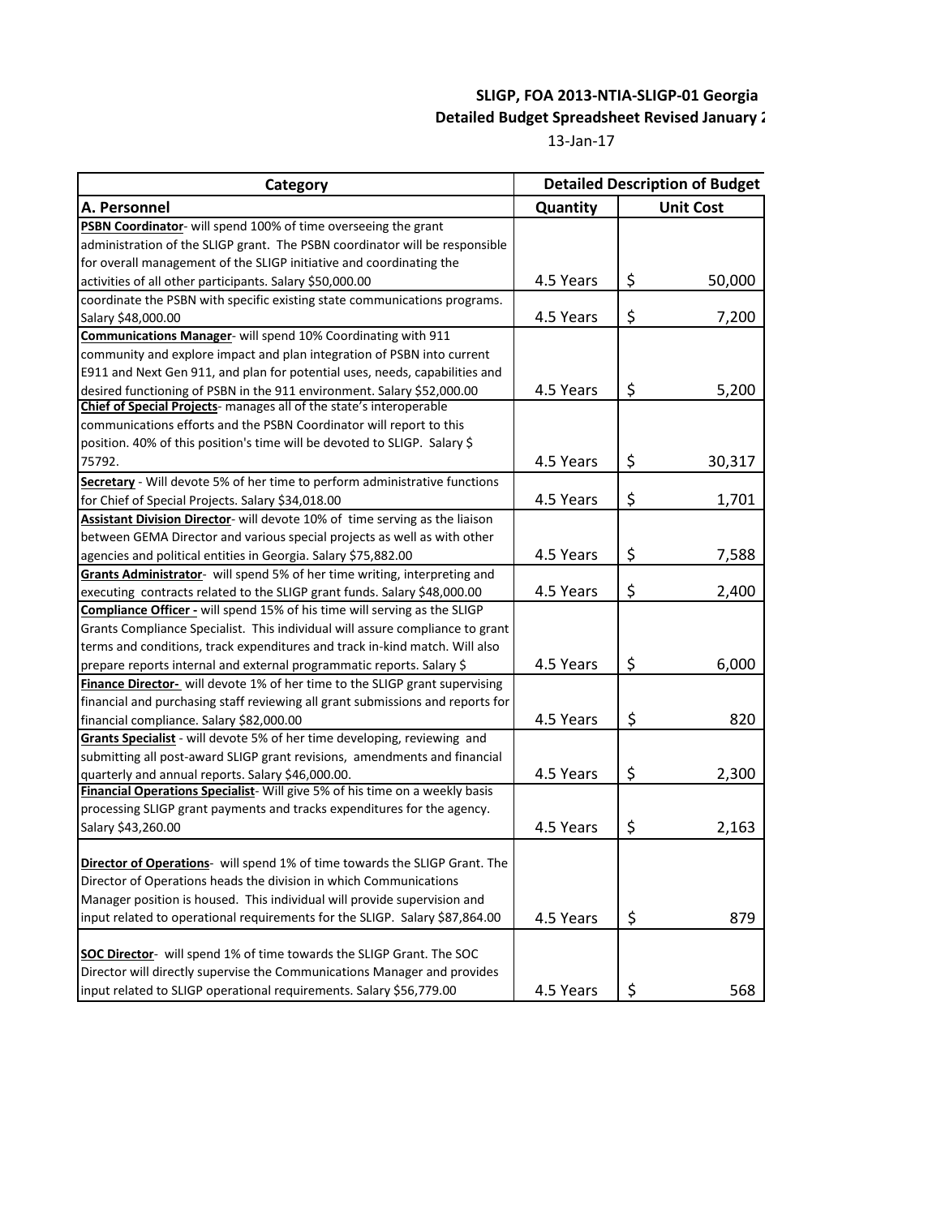**SLIGP, FOA 2013-NTIA-SLIGP-01 Georgia**

**Detailed Budget Spreadsheet Revised January 2**

13-Jan-17

| Category | Detailed Description of Budget | |
|---|---|---|
| **A. Personnel** | **Quantity** | **Unit Cost** |
| **PSBN Coordinator**- will spend 100% of time overseeing the grant administration of the SLIGP grant. The PSBN coordinator will be responsible for overall management of the SLIGP initiative and coordinating the activities of all other participants. Salary $50,000.00 | 4.5 Years | $ 50,000 |
| coordinate the PSBN with specific existing state communications programs. Salary $48,000.00 | 4.5 Years | $ 7,200 |
| **Communications Manager**- will spend 10% Coordinating with 911 community and explore impact and plan integration of PSBN into current E911 and Next Gen 911, and plan for potential uses, needs, capabilities and desired functioning of PSBN in the 911 environment. Salary $52,000.00 | 4.5 Years | $ 5,200 |
| **Chief of Special Projects**- manages all of the state's interoperable communications efforts and the PSBN Coordinator will report to this position. 40% of this position's time will be devoted to SLIGP. Salary $ 75792. | 4.5 Years | $ 30,317 |
| **Secretary** - Will devote 5% of her time to perform administrative functions for Chief of Special Projects. Salary $34,018.00 | 4.5 Years | $ 1,701 |
| **Assistant Division Director**- will devote 10% of time serving as the liaison between GEMA Director and various special projects as well as with other agencies and political entities in Georgia. Salary $75,882.00 | 4.5 Years | $ 7,588 |
| **Grants Administrator**- will spend 5% of her time writing, interpreting and executing contracts related to the SLIGP grant funds. Salary $48,000.00 | 4.5 Years | $ 2,400 |
| **Compliance Officer -** will spend 15% of his time will serving as the SLIGP Grants Compliance Specialist. This individual will assure compliance to grant terms and conditions, track expenditures and track in-kind match. Will also prepare reports internal and external programmatic reports. Salary $ | 4.5 Years | $ 6,000 |
| **Finance Director-** will devote 1% of her time to the SLIGP grant supervising financial and purchasing staff reviewing all grant submissions and reports for financial compliance. Salary $82,000.00 | 4.5 Years | $ 820 |
| **Grants Specialist** - will devote 5% of her time developing, reviewing and submitting all post-award SLIGP grant revisions, amendments and financial quarterly and annual reports. Salary $46,000.00. | 4.5 Years | $ 2,300 |
| **Financial Operations Specialist**- Will give 5% of his time on a weekly basis processing SLIGP grant payments and tracks expenditures for the agency. Salary $43,260.00 | 4.5 Years | $ 2,163 |
| **Director of Operations**- will spend 1% of time towards the SLIGP Grant. The Director of Operations heads the division in which Communications Manager position is housed. This individual will provide supervision and input related to operational requirements for the SLIGP. Salary $87,864.00 | 4.5 Years | $ 879 |
| **SOC Director**- will spend 1% of time towards the SLIGP Grant. The SOC Director will directly supervise the Communications Manager and provides input related to SLIGP operational requirements. Salary $56,779.00 | 4.5 Years | $ 568 |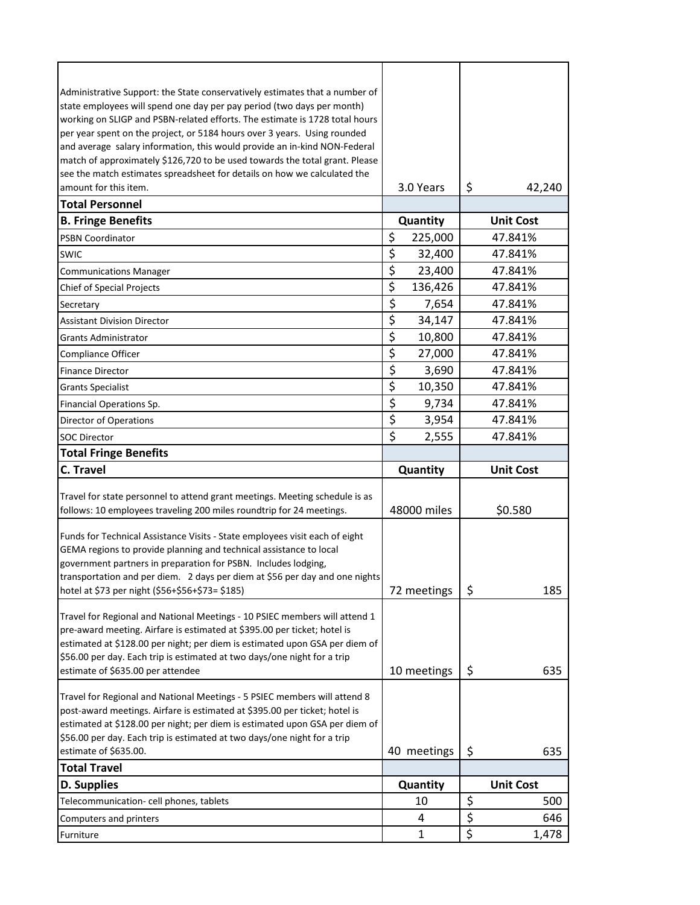| | | |
|---|---|---|
| Administrative Support: the State conservatively estimates that a number of state employees will spend one day per pay period (two days per month) working on SLIGP and PSBN-related efforts. The estimate is 1728 total hours per year spent on the project, or 5184 hours over 3 years. Using rounded and average salary information, this would provide an in-kind NON-Federal match of approximately $126,720 to be used towards the total grant. Please see the match estimates spreadsheet for details on how we calculated the amount for this item. | 3.0 Years | $ 42,240 |
| **Total Personnel** | | |
| **B. Fringe Benefits** | **Quantity** | **Unit Cost** |
| PSBN Coordinator | $ 225,000 | 47.841% |
| SWIC | $ 32,400 | 47.841% |
| Communications Manager | $ 23,400 | 47.841% |
| Chief of Special Projects | $ 136,426 | 47.841% |
| Secretary | $ 7,654 | 47.841% |
| Assistant Division Director | $ 34,147 | 47.841% |
| Grants Administrator | $ 10,800 | 47.841% |
| Compliance Officer | $ 27,000 | 47.841% |
| Finance Director | $ 3,690 | 47.841% |
| Grants Specialist | $ 10,350 | 47.841% |
| Financial Operations Sp. | $ 9,734 | 47.841% |
| Director of Operations | $ 3,954 | 47.841% |
| SOC Director | $ 2,555 | 47.841% |
| **Total Fringe Benefits** | | |
| **C. Travel** | **Quantity** | **Unit Cost** |
| Travel for state personnel to attend grant meetings. Meeting schedule is as follows: 10 employees traveling 200 miles roundtrip for 24 meetings. | 48000 miles | $0.580 |
| Funds for Technical Assistance Visits - State employees visit each of eight GEMA regions to provide planning and technical assistance to local government partners in preparation for PSBN. Includes lodging, transportation and per diem. 2 days per diem at $56 per day and one nights hotel at $73 per night ($56+$56+$73= $185) | 72 meetings | $ 185 |
| Travel for Regional and National Meetings - 10 PSIEC members will attend 1 pre-award meeting. Airfare is estimated at $395.00 per ticket; hotel is estimated at $128.00 per night; per diem is estimated upon GSA per diem of $56.00 per day. Each trip is estimated at two days/one night for a trip estimate of $635.00 per attendee | 10 meetings | $ 635 |
| Travel for Regional and National Meetings - 5 PSIEC members will attend 8 post-award meetings. Airfare is estimated at $395.00 per ticket; hotel is estimated at $128.00 per night; per diem is estimated upon GSA per diem of $56.00 per day. Each trip is estimated at two days/one night for a trip estimate of $635.00. | 40 meetings | $ 635 |
| **Total Travel** | | |
| **D. Supplies** | **Quantity** | **Unit Cost** |
| Telecommunication- cell phones, tablets | 10 | $ 500 |
| Computers and printers | 4 | $ 646 |
| Furniture | 1 | $ 1,478 |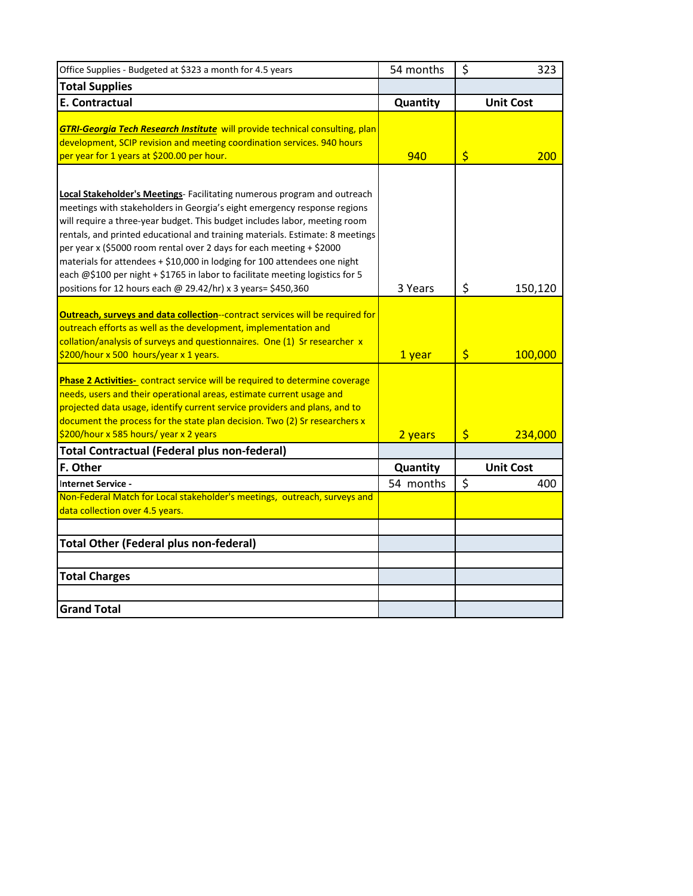| Office Supplies - Budgeted at $323 a month for 4.5 years | 54 months | $ 323 |
|---|---|---|
| **Total Supplies** | | |
| **E. Contractual** | **Quantity** | **Unit Cost** |
| ***GTRI-Georgia Tech Research Institute*** will provide technical consulting, plan development, SCIP revision and meeting coordination services. 940 hours per year for 1 years at $200.00 per hour. | 940 | $ 200 |
| **Local Stakeholder's Meetings**- Facilitating numerous program and outreach meetings with stakeholders in Georgia's eight emergency response regions will require a three-year budget. This budget includes labor, meeting room rentals, and printed educational and training materials. Estimate: 8 meetings per year x ($5000 room rental over 2 days for each meeting + $2000 materials for attendees + $10,000 in lodging for 100 attendees one night each @$100 per night + $1765 in labor to facilitate meeting logistics for 5 positions for 12 hours each @ 29.42/hr) x 3 years= $450,360 | 3 Years | $ 150,120 |
| **Outreach, surveys and data collection**--contract services will be required for outreach efforts as well as the development, implementation and collation/analysis of surveys and questionnaires. One (1) Sr researcher x $200/hour x 500 hours/year x 1 years. | 1 year | $ 100,000 |
| **Phase 2 Activities-** contract service will be required to determine coverage needs, users and their operational areas, estimate current usage and projected data usage, identify current service providers and plans, and to document the process for the state plan decision. Two (2) Sr researchers x $200/hour x 585 hours/ year x 2 years | 2 years | $ 234,000 |
| **Total Contractual (Federal plus non-federal)** | | |
| **F. Other** | **Quantity** | **Unit Cost** |
| Internet Service - | 54 months | $ 400 |
| Non-Federal Match for Local stakeholder's meetings, outreach, surveys and data collection over 4.5 years. | | |
| | | |
| **Total Other (Federal plus non-federal)** | | |
| | | |
| **Total Charges** | | |
| | | |
| **Grand Total** | | |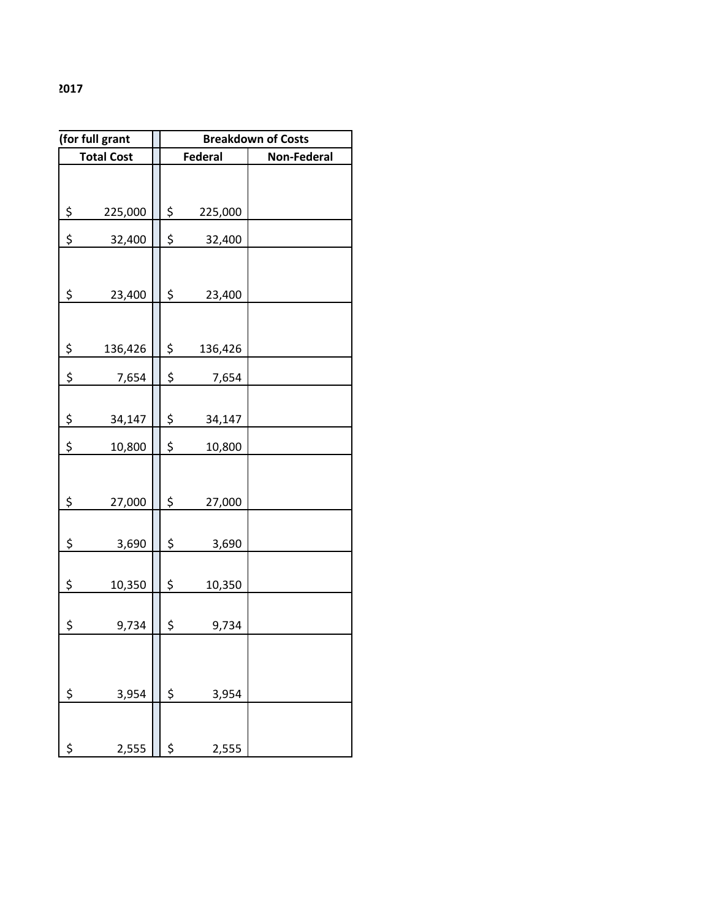2017

| (for full grant | Breakdown of Costs | |
|---|---|---|
| Total Cost | Federal | Non-Federal |
| $ 225,000 | $ 225,000 | |
| $ 32,400 | $ 32,400 | |
| $ 23,400 | $ 23,400 | |
| $ 136,426 | $ 136,426 | |
| $ 7,654 | $ 7,654 | |
| $ 34,147 | $ 34,147 | |
| $ 10,800 | $ 10,800 | |
| $ 27,000 | $ 27,000 | |
| $ 3,690 | $ 3,690 | |
| $ 10,350 | $ 10,350 | |
| $ 9,734 | $ 9,734 | |
| $ 3,954 | $ 3,954 | |
| $ 2,555 | $ 2,555 | |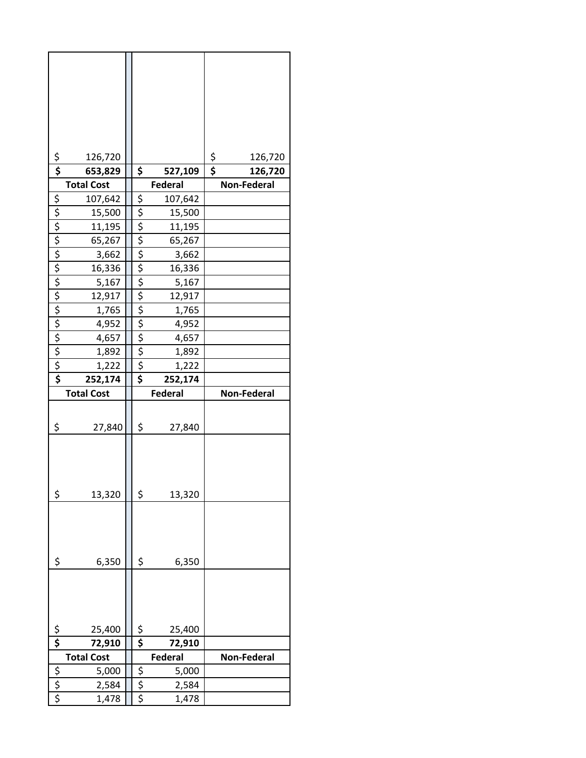| Total Cost | Federal | Non-Federal |
|---|---|---|
| $ 126,720 | | $ 126,720 |
| **$ 653,829** | **$ 527,109** | **$ 126,720** |
| **Total Cost** | **Federal** | **Non-Federal** |
| $ 107,642 | $ 107,642 | |
| $ 15,500 | $ 15,500 | |
| $ 11,195 | $ 11,195 | |
| $ 65,267 | $ 65,267 | |
| $ 3,662 | $ 3,662 | |
| $ 16,336 | $ 16,336 | |
| $ 5,167 | $ 5,167 | |
| $ 12,917 | $ 12,917 | |
| $ 1,765 | $ 1,765 | |
| $ 4,952 | $ 4,952 | |
| $ 4,657 | $ 4,657 | |
| $ 1,892 | $ 1,892 | |
| $ 1,222 | $ 1,222 | |
| **$ 252,174** | **$ 252,174** | |
| **Total Cost** | **Federal** | **Non-Federal** |
| $ 27,840 | $ 27,840 | |
| $ 13,320 | $ 13,320 | |
| $ 6,350 | $ 6,350 | |
| $ 25,400 | $ 25,400 | |
| **$ 72,910** | **$ 72,910** | |
| **Total Cost** | **Federal** | **Non-Federal** |
| $ 5,000 | $ 5,000 | |
| $ 2,584 | $ 2,584 | |
| $ 1,478 | $ 1,478 | |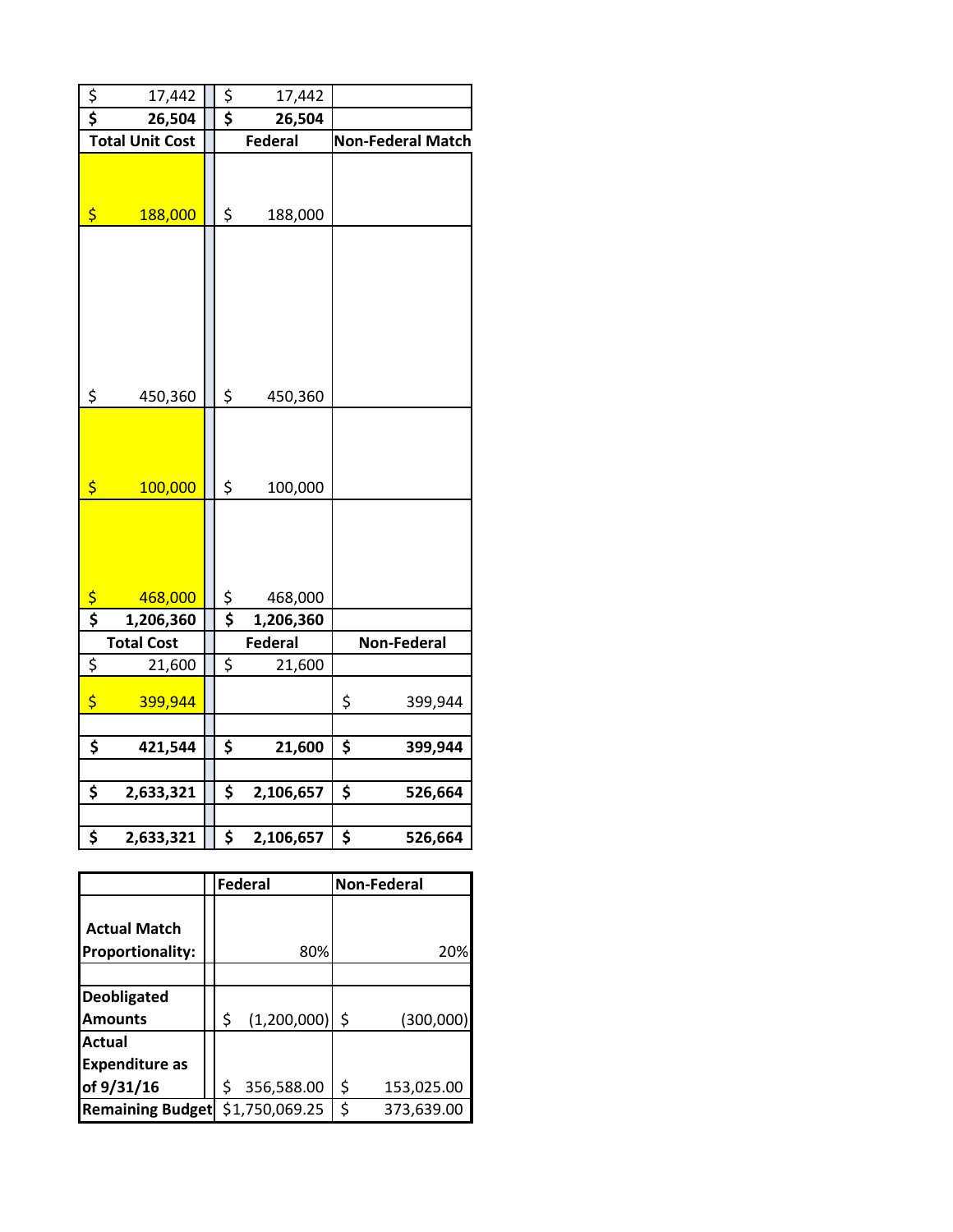| | | |
|---|---|---|
| $ 17,442 | $ 17,442 | |
| **$ 26,504** | **$ 26,504** | |
| **Total Unit Cost** | **Federal** | **Non-Federal Match** |
| $ 188,000 | $ 188,000 | |
| $ 450,360 | $ 450,360 | |
| $ 100,000 | $ 100,000 | |
| $ 468,000 | $ 468,000 | |
| **$ 1,206,360** | **$ 1,206,360** | |
| **Total Cost** | **Federal** | **Non-Federal** |
| $ 21,600 | $ 21,600 | |
| $ 399,944 | | $ 399,944 |
| | | |
| **$ 421,544** | **$ 21,600** | **$ 399,944** |
| | | |
| **$ 2,633,321** | **$ 2,106,657** | **$ 526,664** |
| | | |
| **$ 2,633,321** | **$ 2,106,657** | **$ 526,664** |

| | Federal | Non-Federal |
|---|---|---|
| **Actual Match Proportionality:** | 80% | 20% |
| | | |
| **Deobligated Amounts** | $ (1,200,000) | $ (300,000) |
| **Actual Expenditure as of 9/31/16** | $ 356,588.00 | $ 153,025.00 |
| **Remaining Budget** | $1,750,069.25 | $ 373,639.00 |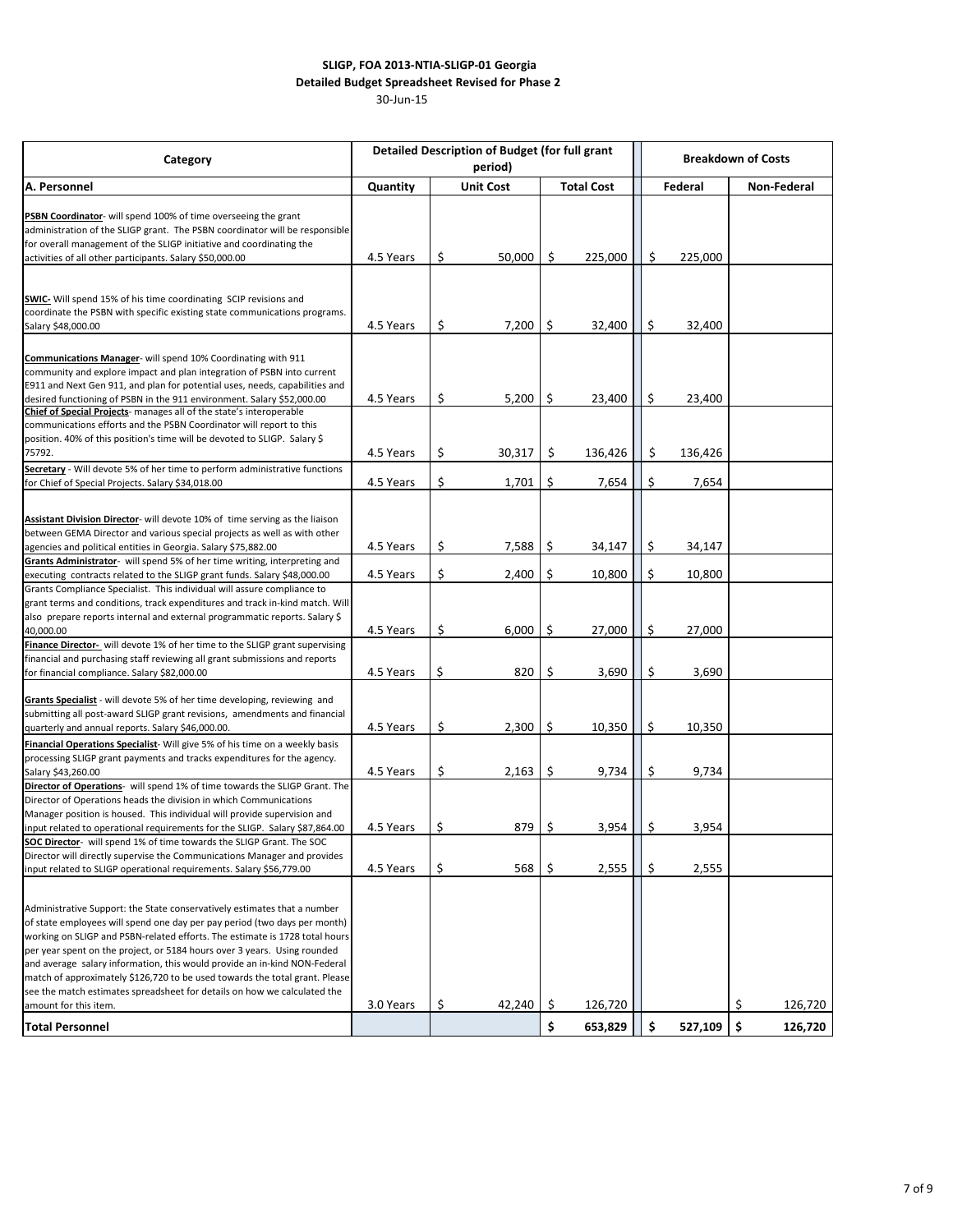**SLIGP, FOA 2013-NTIA-SLIGP-01 Georgia**
**Detailed Budget Spreadsheet Revised for Phase 2**
30-Jun-15

| Category | Detailed Description of Budget (for full grant period) | | | Breakdown of Costs | |
|---|---|---|---|---|---|
| **A. Personnel** | **Quantity** | **Unit Cost** | **Total Cost** | **Federal** | **Non-Federal** |
| **PSBN Coordinator**- will spend 100% of time overseeing the grant administration of the SLIGP grant. The PSBN coordinator will be responsible for overall management of the SLIGP initiative and coordinating the activities of all other participants. Salary $50,000.00 | 4.5 Years | $ 50,000 | $ 225,000 | $ 225,000 | |
| **SWIC-** Will spend 15% of his time coordinating SCIP revisions and coordinate the PSBN with specific existing state communications programs. Salary $48,000.00 | 4.5 Years | $ 7,200 | $ 32,400 | $ 32,400 | |
| **Communications Manager**- will spend 10% Coordinating with 911 community and explore impact and plan integration of PSBN into current E911 and Next Gen 911, and plan for potential uses, needs, capabilities and desired functioning of PSBN in the 911 environment. Salary $52,000.00 | 4.5 Years | $ 5,200 | $ 23,400 | $ 23,400 | |
| **Chief of Special Projects**- manages all of the state's interoperable communications efforts and the PSBN Coordinator will report to this position. 40% of this position's time will be devoted to SLIGP. Salary $ 75792. | 4.5 Years | $ 30,317 | $ 136,426 | $ 136,426 | |
| **Secretary** - Will devote 5% of her time to perform administrative functions for Chief of Special Projects. Salary $34,018.00 | 4.5 Years | $ 1,701 | $ 7,654 | $ 7,654 | |
| **Assistant Division Director**- will devote 10% of time serving as the liaison between GEMA Director and various special projects as well as with other agencies and political entities in Georgia. Salary $75,882.00 | 4.5 Years | $ 7,588 | $ 34,147 | $ 34,147 | |
| **Grants Administrator**- will spend 5% of her time writing, interpreting and executing contracts related to the SLIGP grant funds. Salary $48,000.00 | 4.5 Years | $ 2,400 | $ 10,800 | $ 10,800 | |
| Grants Compliance Specialist. This individual will assure compliance to grant terms and conditions, track expenditures and track in-kind match. Will also prepare reports internal and external programmatic reports. Salary $ 40,000.00 | 4.5 Years | $ 6,000 | $ 27,000 | $ 27,000 | |
| **Finance Director-** will devote 1% of her time to the SLIGP grant supervising financial and purchasing staff reviewing all grant submissions and reports for financial compliance. Salary $82,000.00 | 4.5 Years | $ 820 | $ 3,690 | $ 3,690 | |
| **Grants Specialist** - will devote 5% of her time developing, reviewing and submitting all post-award SLIGP grant revisions, amendments and financial quarterly and annual reports. Salary $46,000.00. | 4.5 Years | $ 2,300 | $ 10,350 | $ 10,350 | |
| **Financial Operations Specialist**- Will give 5% of his time on a weekly basis processing SLIGP grant payments and tracks expenditures for the agency. Salary $43,260.00 | 4.5 Years | $ 2,163 | $ 9,734 | $ 9,734 | |
| **Director of Operations**- will spend 1% of time towards the SLIGP Grant. The Director of Operations heads the division in which Communications Manager position is housed. This individual will provide supervision and input related to operational requirements for the SLIGP. Salary $87,864.00 | 4.5 Years | $ 879 | $ 3,954 | $ 3,954 | |
| **SOC Director**- will spend 1% of time towards the SLIGP Grant. The SOC Director will directly supervise the Communications Manager and provides input related to SLIGP operational requirements. Salary $56,779.00 | 4.5 Years | $ 568 | $ 2,555 | $ 2,555 | |
| Administrative Support: the State conservatively estimates that a number of state employees will spend one day per pay period (two days per month) working on SLIGP and PSBN-related efforts. The estimate is 1728 total hours per year spent on the project, or 5184 hours over 3 years. Using rounded and average salary information, this would provide an in-kind NON-Federal match of approximately $126,720 to be used towards the total grant. Please see the match estimates spreadsheet for details on how we calculated the amount for this item. | 3.0 Years | $ 42,240 | $ 126,720 | | $ 126,720 |
| **Total Personnel** | | | **$ 653,829** | **$ 527,109** | **$ 126,720** |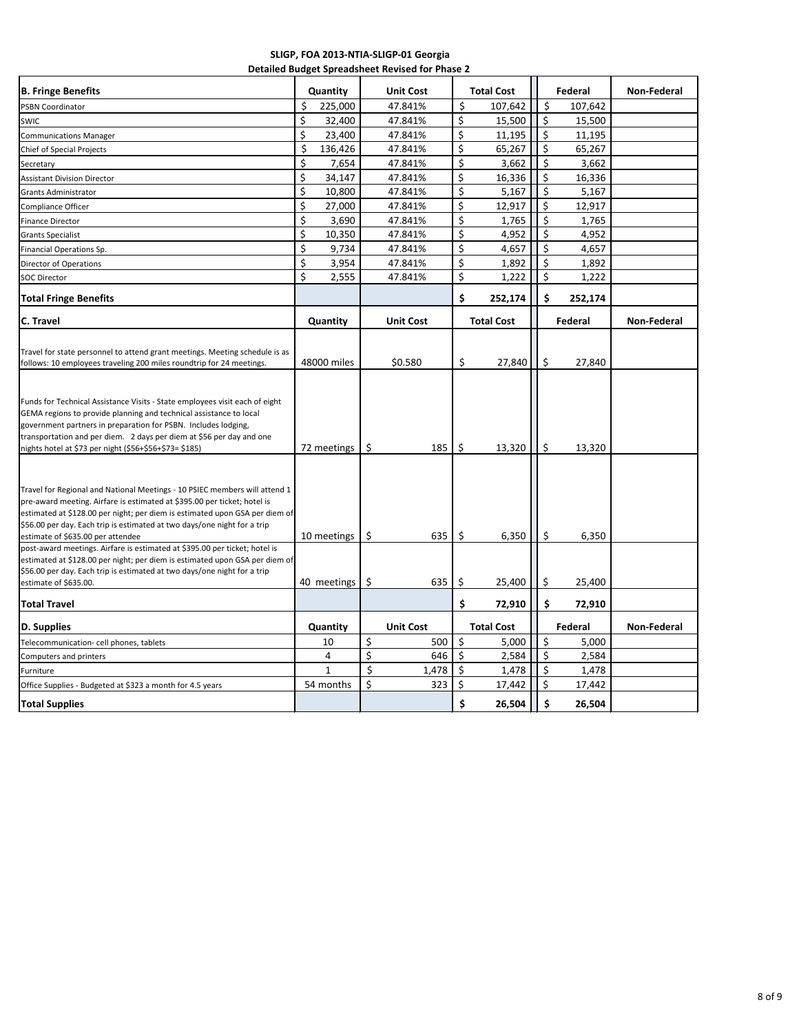**SLIGP, FOA 2013-NTIA-SLIGP-01 Georgia**
**Detailed Budget Spreadsheet Revised for Phase 2**

| B. Fringe Benefits | Quantity | Unit Cost | Total Cost | Federal | Non-Federal |
|---|---|---|---|---|---|
| PSBN Coordinator | $ 225,000 | 47.841% | $ 107,642 | $ 107,642 | |
| SWIC | $ 32,400 | 47.841% | $ 15,500 | $ 15,500 | |
| Communications Manager | $ 23,400 | 47.841% | $ 11,195 | $ 11,195 | |
| Chief of Special Projects | $ 136,426 | 47.841% | $ 65,267 | $ 65,267 | |
| Secretary | $ 7,654 | 47.841% | $ 3,662 | $ 3,662 | |
| Assistant Division Director | $ 34,147 | 47.841% | $ 16,336 | $ 16,336 | |
| Grants Administrator | $ 10,800 | 47.841% | $ 5,167 | $ 5,167 | |
| Compliance Officer | $ 27,000 | 47.841% | $ 12,917 | $ 12,917 | |
| Finance Director | $ 3,690 | 47.841% | $ 1,765 | $ 1,765 | |
| Grants Specialist | $ 10,350 | 47.841% | $ 4,952 | $ 4,952 | |
| Financial Operations Sp. | $ 9,734 | 47.841% | $ 4,657 | $ 4,657 | |
| Director of Operations | $ 3,954 | 47.841% | $ 1,892 | $ 1,892 | |
| SOC Director | $ 2,555 | 47.841% | $ 1,222 | $ 1,222 | |
| **Total Fringe Benefits** | | | **$ 252,174** | **$ 252,174** | |

| C. Travel | Quantity | Unit Cost | Total Cost | Federal | Non-Federal |
|---|---|---|---|---|---|
| Travel for state personnel to attend grant meetings. Meeting schedule is as follows: 10 employees traveling 200 miles roundtrip for 24 meetings. | 48000 miles | $0.580 | $ 27,840 | $ 27,840 | |
| Funds for Technical Assistance Visits - State employees visit each of eight GEMA regions to provide planning and technical assistance to local government partners in preparation for PSBN. Includes lodging, transportation and per diem. 2 days per diem at $56 per day and one nights hotel at $73 per night ($56+$56+$73= $185) | 72 meetings | $ 185 | $ 13,320 | $ 13,320 | |
| Travel for Regional and National Meetings - 10 PSIEC members will attend 1 pre-award meeting. Airfare is estimated at $395.00 per ticket; hotel is estimated at $128.00 per night; per diem is estimated upon GSA per diem of $56.00 per day. Each trip is estimated at two days/one night for a trip estimate of $635.00 per attendee | 10 meetings | $ 635 | $ 6,350 | $ 6,350 | |
| post-award meetings. Airfare is estimated at $395.00 per ticket; hotel is estimated at $128.00 per night; per diem is estimated upon GSA per diem of $56.00 per day. Each trip is estimated at two days/one night for a trip estimate of $635.00. | 40 meetings | $ 635 | $ 25,400 | $ 25,400 | |
| **Total Travel** | | | **$ 72,910** | **$ 72,910** | |

| D. Supplies | Quantity | Unit Cost | Total Cost | Federal | Non-Federal |
|---|---|---|---|---|---|
| Telecommunication- cell phones, tablets | 10 | $ 500 | $ 5,000 | $ 5,000 | |
| Computers and printers | 4 | $ 646 | $ 2,584 | $ 2,584 | |
| Furniture | 1 | $ 1,478 | $ 1,478 | $ 1,478 | |
| Office Supplies - Budgeted at $323 a month for 4.5 years | 54 months | $ 323 | $ 17,442 | $ 17,442 | |
| **Total Supplies** | | | **$ 26,504** | **$ 26,504** | |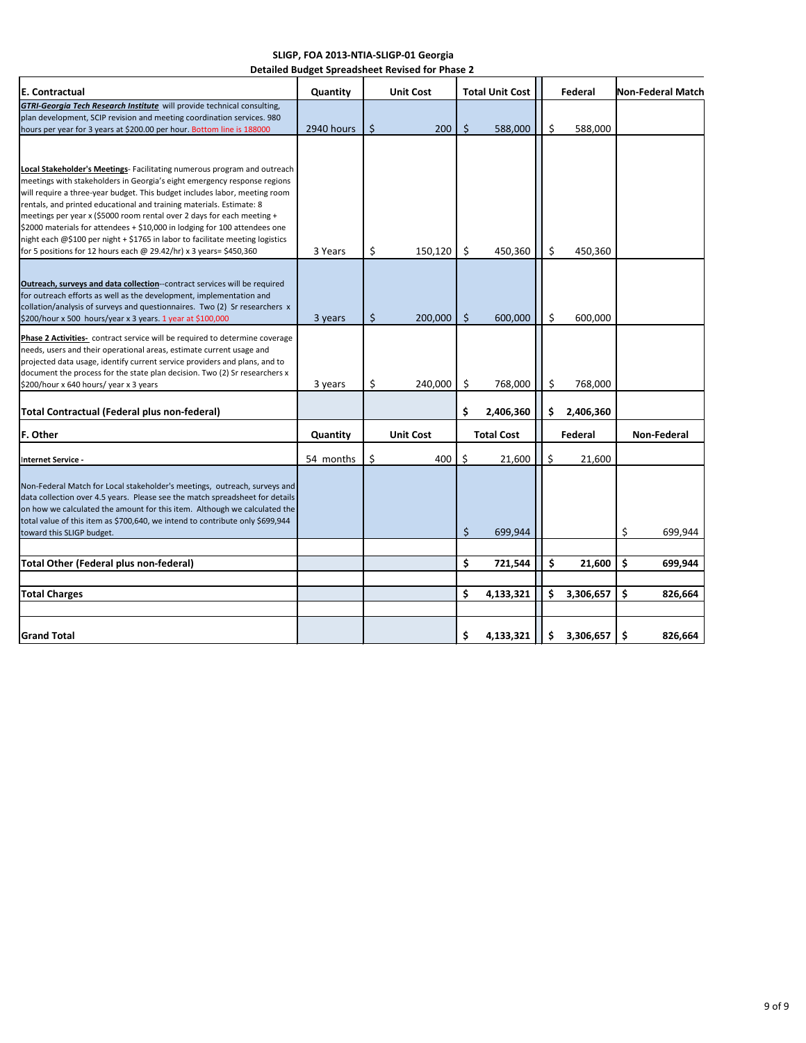**SLIGP, FOA 2013-NTIA-SLIGP-01 Georgia**
**Detailed Budget Spreadsheet Revised for Phase 2**

| E. Contractual | Quantity | Unit Cost | Total Unit Cost | Federal | Non-Federal Match |
|---|---|---|---|---|---|
| ***GTRI-Georgia Tech Research Institute*** will provide technical consulting, plan development, SCIP revision and meeting coordination services. 980 hours per year for 3 years at $200.00 per hour. Bottom line is 188000 | 2940 hours | $ 200 | $ 588,000 | $ 588,000 | |
| **Local Stakeholder's Meetings**- Facilitating numerous program and outreach meetings with stakeholders in Georgia's eight emergency response regions will require a three-year budget. This budget includes labor, meeting room rentals, and printed educational and training materials. Estimate: 8 meetings per year x ($5000 room rental over 2 days for each meeting + $2000 materials for attendees + $10,000 in lodging for 100 attendees one night each @$100 per night + $1765 in labor to facilitate meeting logistics for 5 positions for 12 hours each @ 29.42/hr) x 3 years= $450,360 | 3 Years | $ 150,120 | $ 450,360 | $ 450,360 | |
| **Outreach, surveys and data collection**--contract services will be required for outreach efforts as well as the development, implementation and collation/analysis of surveys and questionnaires. Two (2) Sr researchers x $200/hour x 500 hours/year x 3 years. 1 year at $100,000 | 3 years | $ 200,000 | $ 600,000 | $ 600,000 | |
| **Phase 2 Activities-** contract service will be required to determine coverage needs, users and their operational areas, estimate current usage and projected data usage, identify current service providers and plans, and to document the process for the state plan decision. Two (2) Sr researchers x $200/hour x 640 hours/ year x 3 years | 3 years | $ 240,000 | $ 768,000 | $ 768,000 | |
| **Total Contractual (Federal plus non-federal)** | | | **$ 2,406,360** | **$ 2,406,360** | |
| **F. Other** | **Quantity** | **Unit Cost** | **Total Cost** | **Federal** | **Non-Federal** |
| **Internet Service -** | 54 months | $ 400 | $ 21,600 | $ 21,600 | |
| Non-Federal Match for Local stakeholder's meetings, outreach, surveys and data collection over 4.5 years. Please see the match spreadsheet for details on how we calculated the amount for this item. Although we calculated the total value of this item as $700,640, we intend to contribute only $699,944 toward this SLIGP budget. | | | $ 699,944 | | $ 699,944 |
| **Total Other (Federal plus non-federal)** | | | **$ 721,544** | **$ 21,600** | **$ 699,944** |
| **Total Charges** | | | **$ 4,133,321** | **$ 3,306,657** | **$ 826,664** |
| **Grand Total** | | | **$ 4,133,321** | **$ 3,306,657** | **$ 826,664** |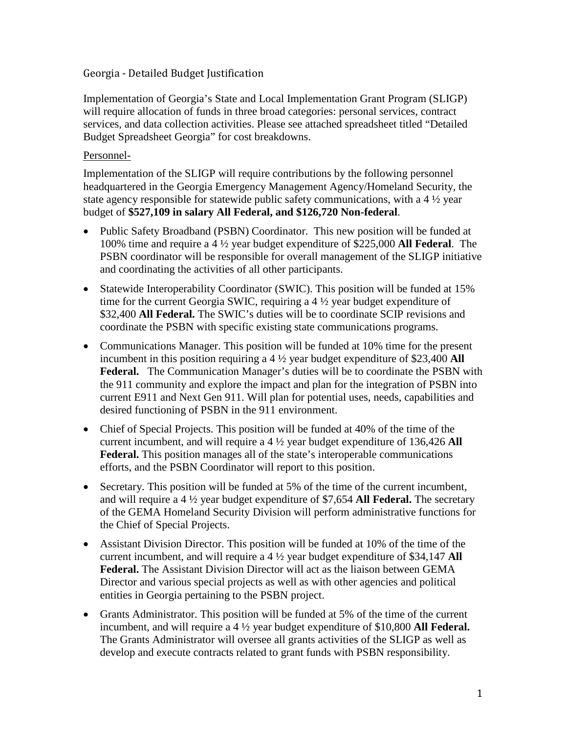# Georgia - Detailed Budget Justification

Implementation of Georgia's State and Local Implementation Grant Program (SLIGP) will require allocation of funds in three broad categories: personal services, contract services, and data collection activities. Please see attached spreadsheet titled "Detailed Budget Spreadsheet Georgia" for cost breakdowns.

## Personnel-

Implementation of the SLIGP will require contributions by the following personnel headquartered in the Georgia Emergency Management Agency/Homeland Security, the state agency responsible for statewide public safety communications, with a 4 ½ year budget of **$527,109 in salary All Federal, and $126,720 Non-federal**.

- Public Safety Broadband (PSBN) Coordinator. This new position will be funded at 100% time and require a 4 ½ year budget expenditure of $225,000 **All Federal**. The PSBN coordinator will be responsible for overall management of the SLIGP initiative and coordinating the activities of all other participants.
- Statewide Interoperability Coordinator (SWIC). This position will be funded at 15% time for the current Georgia SWIC, requiring a 4 ½ year budget expenditure of $32,400 **All Federal.** The SWIC's duties will be to coordinate SCIP revisions and coordinate the PSBN with specific existing state communications programs.
- Communications Manager. This position will be funded at 10% time for the present incumbent in this position requiring a 4 ½ year budget expenditure of $23,400 **All Federal.** The Communication Manager's duties will be to coordinate the PSBN with the 911 community and explore the impact and plan for the integration of PSBN into current E911 and Next Gen 911. Will plan for potential uses, needs, capabilities and desired functioning of PSBN in the 911 environment.
- Chief of Special Projects. This position will be funded at 40% of the time of the current incumbent, and will require a 4 ½ year budget expenditure of 136,426 **All Federal.** This position manages all of the state's interoperable communications efforts, and the PSBN Coordinator will report to this position.
- Secretary. This position will be funded at 5% of the time of the current incumbent, and will require a 4 ½ year budget expenditure of $7,654 **All Federal.** The secretary of the GEMA Homeland Security Division will perform administrative functions for the Chief of Special Projects.
- Assistant Division Director. This position will be funded at 10% of the time of the current incumbent, and will require a 4 ½ year budget expenditure of $34,147 **All Federal.** The Assistant Division Director will act as the liaison between GEMA Director and various special projects as well as with other agencies and political entities in Georgia pertaining to the PSBN project.
- Grants Administrator. This position will be funded at 5% of the time of the current incumbent, and will require a 4 ½ year budget expenditure of $10,800 **All Federal.** The Grants Administrator will oversee all grants activities of the SLIGP as well as develop and execute contracts related to grant funds with PSBN responsibility.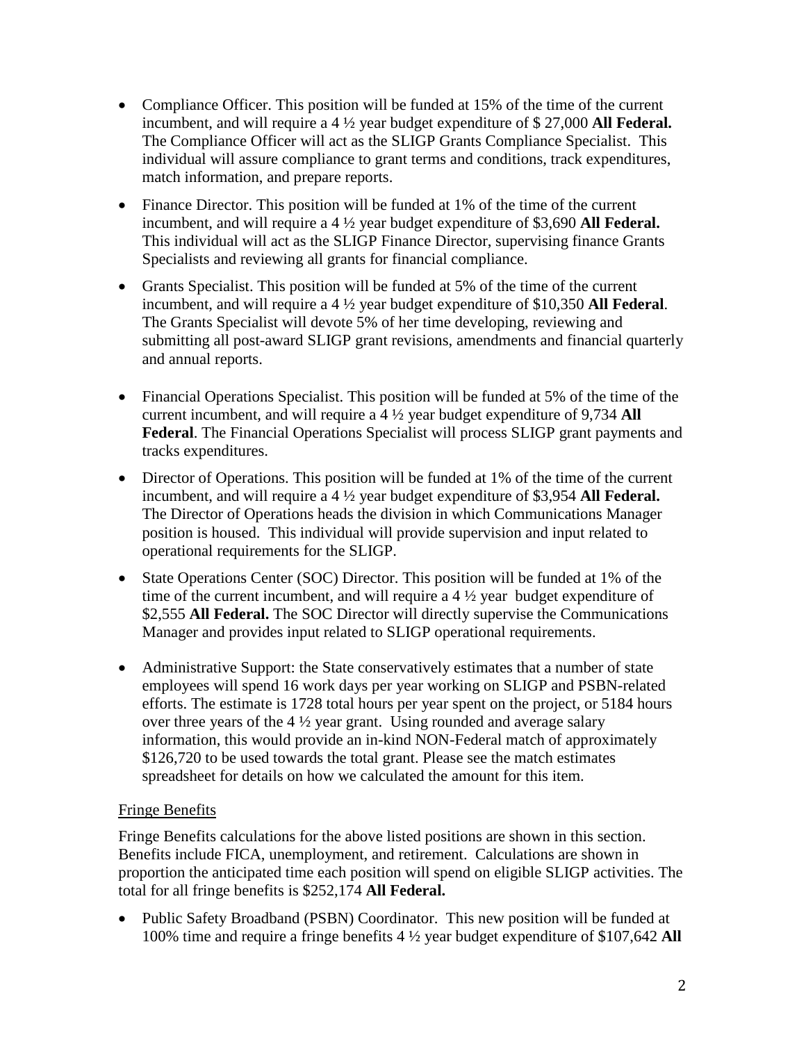- Compliance Officer. This position will be funded at 15% of the time of the current incumbent, and will require a 4 ½ year budget expenditure of $ 27,000 **All Federal.** The Compliance Officer will act as the SLIGP Grants Compliance Specialist. This individual will assure compliance to grant terms and conditions, track expenditures, match information, and prepare reports.
- Finance Director. This position will be funded at 1% of the time of the current incumbent, and will require a 4 ½ year budget expenditure of $3,690 **All Federal.** This individual will act as the SLIGP Finance Director, supervising finance Grants Specialists and reviewing all grants for financial compliance.
- Grants Specialist. This position will be funded at 5% of the time of the current incumbent, and will require a 4 ½ year budget expenditure of $10,350 **All Federal**. The Grants Specialist will devote 5% of her time developing, reviewing and submitting all post-award SLIGP grant revisions, amendments and financial quarterly and annual reports.
- Financial Operations Specialist. This position will be funded at 5% of the time of the current incumbent, and will require a 4 ½ year budget expenditure of 9,734 **All Federal**. The Financial Operations Specialist will process SLIGP grant payments and tracks expenditures.
- Director of Operations. This position will be funded at 1% of the time of the current incumbent, and will require a 4 ½ year budget expenditure of $3,954 **All Federal.** The Director of Operations heads the division in which Communications Manager position is housed. This individual will provide supervision and input related to operational requirements for the SLIGP.
- State Operations Center (SOC) Director. This position will be funded at 1% of the time of the current incumbent, and will require a 4 ½ year budget expenditure of $2,555 **All Federal.** The SOC Director will directly supervise the Communications Manager and provides input related to SLIGP operational requirements.
- Administrative Support: the State conservatively estimates that a number of state employees will spend 16 work days per year working on SLIGP and PSBN-related efforts. The estimate is 1728 total hours per year spent on the project, or 5184 hours over three years of the 4 ½ year grant. Using rounded and average salary information, this would provide an in-kind NON-Federal match of approximately $126,720 to be used towards the total grant. Please see the match estimates spreadsheet for details on how we calculated the amount for this item.

Fringe Benefits

Fringe Benefits calculations for the above listed positions are shown in this section. Benefits include FICA, unemployment, and retirement. Calculations are shown in proportion the anticipated time each position will spend on eligible SLIGP activities. The total for all fringe benefits is $252,174 **All Federal.**

- Public Safety Broadband (PSBN) Coordinator. This new position will be funded at 100% time and require a fringe benefits 4 ½ year budget expenditure of $107,642 **All**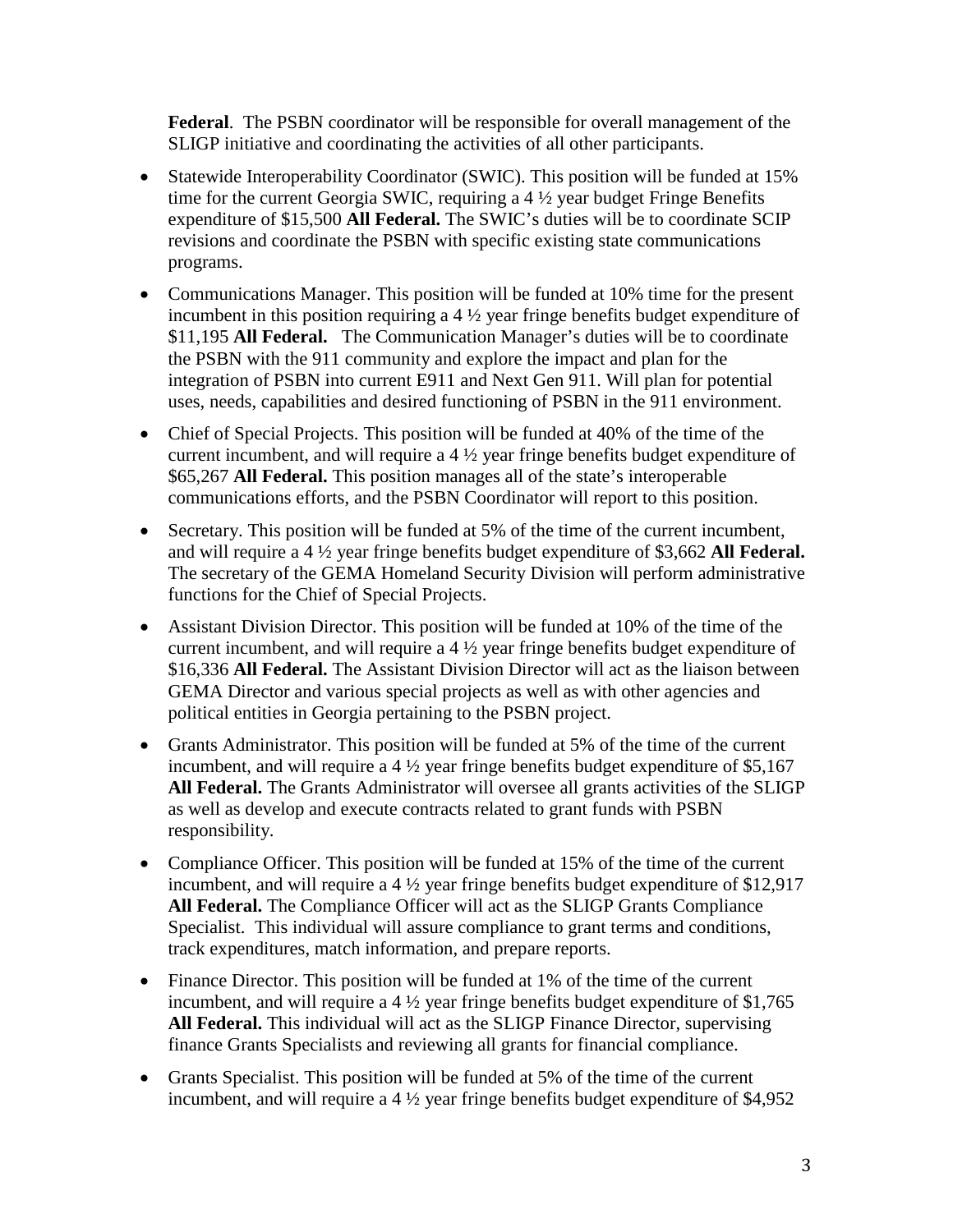**Federal**. The PSBN coordinator will be responsible for overall management of the SLIGP initiative and coordinating the activities of all other participants.

- Statewide Interoperability Coordinator (SWIC). This position will be funded at 15% time for the current Georgia SWIC, requiring a 4 ½ year budget Fringe Benefits expenditure of $15,500 **All Federal.** The SWIC's duties will be to coordinate SCIP revisions and coordinate the PSBN with specific existing state communications programs.
- Communications Manager. This position will be funded at 10% time for the present incumbent in this position requiring a 4 ½ year fringe benefits budget expenditure of $11,195 **All Federal.** The Communication Manager's duties will be to coordinate the PSBN with the 911 community and explore the impact and plan for the integration of PSBN into current E911 and Next Gen 911. Will plan for potential uses, needs, capabilities and desired functioning of PSBN in the 911 environment.
- Chief of Special Projects. This position will be funded at 40% of the time of the current incumbent, and will require a 4 ½ year fringe benefits budget expenditure of $65,267 **All Federal.** This position manages all of the state's interoperable communications efforts, and the PSBN Coordinator will report to this position.
- Secretary. This position will be funded at 5% of the time of the current incumbent, and will require a 4 ½ year fringe benefits budget expenditure of $3,662 **All Federal.** The secretary of the GEMA Homeland Security Division will perform administrative functions for the Chief of Special Projects.
- Assistant Division Director. This position will be funded at 10% of the time of the current incumbent, and will require a 4 ½ year fringe benefits budget expenditure of $16,336 **All Federal.** The Assistant Division Director will act as the liaison between GEMA Director and various special projects as well as with other agencies and political entities in Georgia pertaining to the PSBN project.
- Grants Administrator. This position will be funded at 5% of the time of the current incumbent, and will require a 4 ½ year fringe benefits budget expenditure of $5,167 **All Federal.** The Grants Administrator will oversee all grants activities of the SLIGP as well as develop and execute contracts related to grant funds with PSBN responsibility.
- Compliance Officer. This position will be funded at 15% of the time of the current incumbent, and will require a 4 ½ year fringe benefits budget expenditure of $12,917 **All Federal.** The Compliance Officer will act as the SLIGP Grants Compliance Specialist. This individual will assure compliance to grant terms and conditions, track expenditures, match information, and prepare reports.
- Finance Director. This position will be funded at 1% of the time of the current incumbent, and will require a 4 ½ year fringe benefits budget expenditure of $1,765 **All Federal.** This individual will act as the SLIGP Finance Director, supervising finance Grants Specialists and reviewing all grants for financial compliance.
- Grants Specialist. This position will be funded at 5% of the time of the current incumbent, and will require a 4 ½ year fringe benefits budget expenditure of $4,952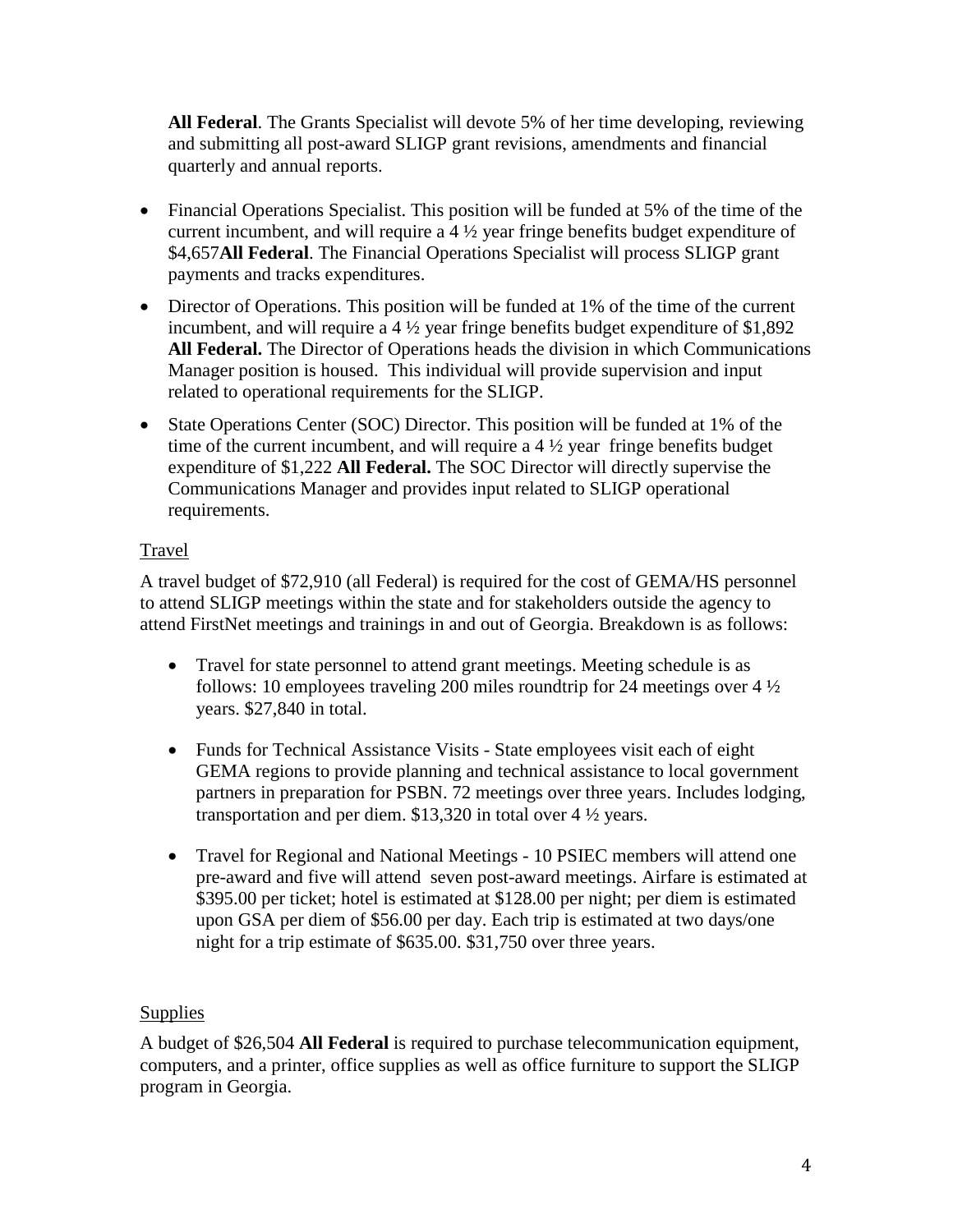**All Federal**. The Grants Specialist will devote 5% of her time developing, reviewing and submitting all post-award SLIGP grant revisions, amendments and financial quarterly and annual reports.

- Financial Operations Specialist. This position will be funded at 5% of the time of the current incumbent, and will require a 4 ½ year fringe benefits budget expenditure of $4,657**All Federal**. The Financial Operations Specialist will process SLIGP grant payments and tracks expenditures.
- Director of Operations. This position will be funded at 1% of the time of the current incumbent, and will require a 4 ½ year fringe benefits budget expenditure of $1,892 **All Federal.** The Director of Operations heads the division in which Communications Manager position is housed. This individual will provide supervision and input related to operational requirements for the SLIGP.
- State Operations Center (SOC) Director. This position will be funded at 1% of the time of the current incumbent, and will require a 4 ½ year fringe benefits budget expenditure of $1,222 **All Federal.** The SOC Director will directly supervise the Communications Manager and provides input related to SLIGP operational requirements.

Travel

A travel budget of $72,910 (all Federal) is required for the cost of GEMA/HS personnel to attend SLIGP meetings within the state and for stakeholders outside the agency to attend FirstNet meetings and trainings in and out of Georgia. Breakdown is as follows:

- Travel for state personnel to attend grant meetings. Meeting schedule is as follows: 10 employees traveling 200 miles roundtrip for 24 meetings over 4 ½ years. $27,840 in total.
- Funds for Technical Assistance Visits - State employees visit each of eight GEMA regions to provide planning and technical assistance to local government partners in preparation for PSBN. 72 meetings over three years. Includes lodging, transportation and per diem. $13,320 in total over 4 ½ years.
- Travel for Regional and National Meetings - 10 PSIEC members will attend one pre-award and five will attend seven post-award meetings. Airfare is estimated at $395.00 per ticket; hotel is estimated at $128.00 per night; per diem is estimated upon GSA per diem of $56.00 per day. Each trip is estimated at two days/one night for a trip estimate of $635.00. $31,750 over three years.

Supplies

A budget of $26,504 **All Federal** is required to purchase telecommunication equipment, computers, and a printer, office supplies as well as office furniture to support the SLIGP program in Georgia.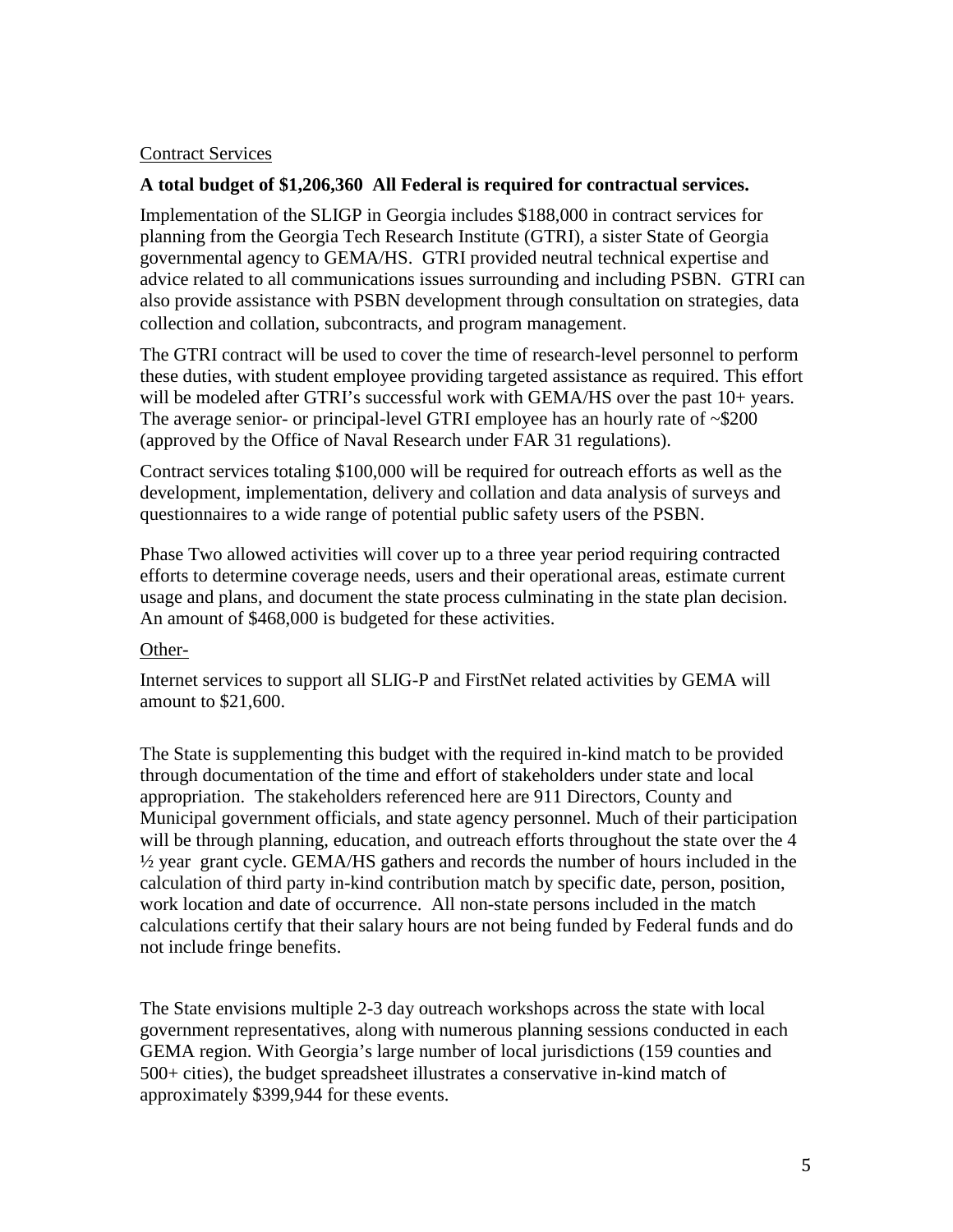Contract Services

**A total budget of $1,206,360 All Federal is required for contractual services.**

Implementation of the SLIGP in Georgia includes $188,000 in contract services for planning from the Georgia Tech Research Institute (GTRI), a sister State of Georgia governmental agency to GEMA/HS. GTRI provided neutral technical expertise and advice related to all communications issues surrounding and including PSBN. GTRI can also provide assistance with PSBN development through consultation on strategies, data collection and collation, subcontracts, and program management.

The GTRI contract will be used to cover the time of research-level personnel to perform these duties, with student employee providing targeted assistance as required. This effort will be modeled after GTRI's successful work with GEMA/HS over the past 10+ years. The average senior- or principal-level GTRI employee has an hourly rate of ~$200 (approved by the Office of Naval Research under FAR 31 regulations).

Contract services totaling $100,000 will be required for outreach efforts as well as the development, implementation, delivery and collation and data analysis of surveys and questionnaires to a wide range of potential public safety users of the PSBN.

Phase Two allowed activities will cover up to a three year period requiring contracted efforts to determine coverage needs, users and their operational areas, estimate current usage and plans, and document the state process culminating in the state plan decision. An amount of $468,000 is budgeted for these activities.

Other-

Internet services to support all SLIG-P and FirstNet related activities by GEMA will amount to $21,600.

The State is supplementing this budget with the required in-kind match to be provided through documentation of the time and effort of stakeholders under state and local appropriation. The stakeholders referenced here are 911 Directors, County and Municipal government officials, and state agency personnel. Much of their participation will be through planning, education, and outreach efforts throughout the state over the 4 ½ year grant cycle. GEMA/HS gathers and records the number of hours included in the calculation of third party in-kind contribution match by specific date, person, position, work location and date of occurrence. All non-state persons included in the match calculations certify that their salary hours are not being funded by Federal funds and do not include fringe benefits.

The State envisions multiple 2-3 day outreach workshops across the state with local government representatives, along with numerous planning sessions conducted in each GEMA region. With Georgia's large number of local jurisdictions (159 counties and 500+ cities), the budget spreadsheet illustrates a conservative in-kind match of approximately $399,944 for these events.